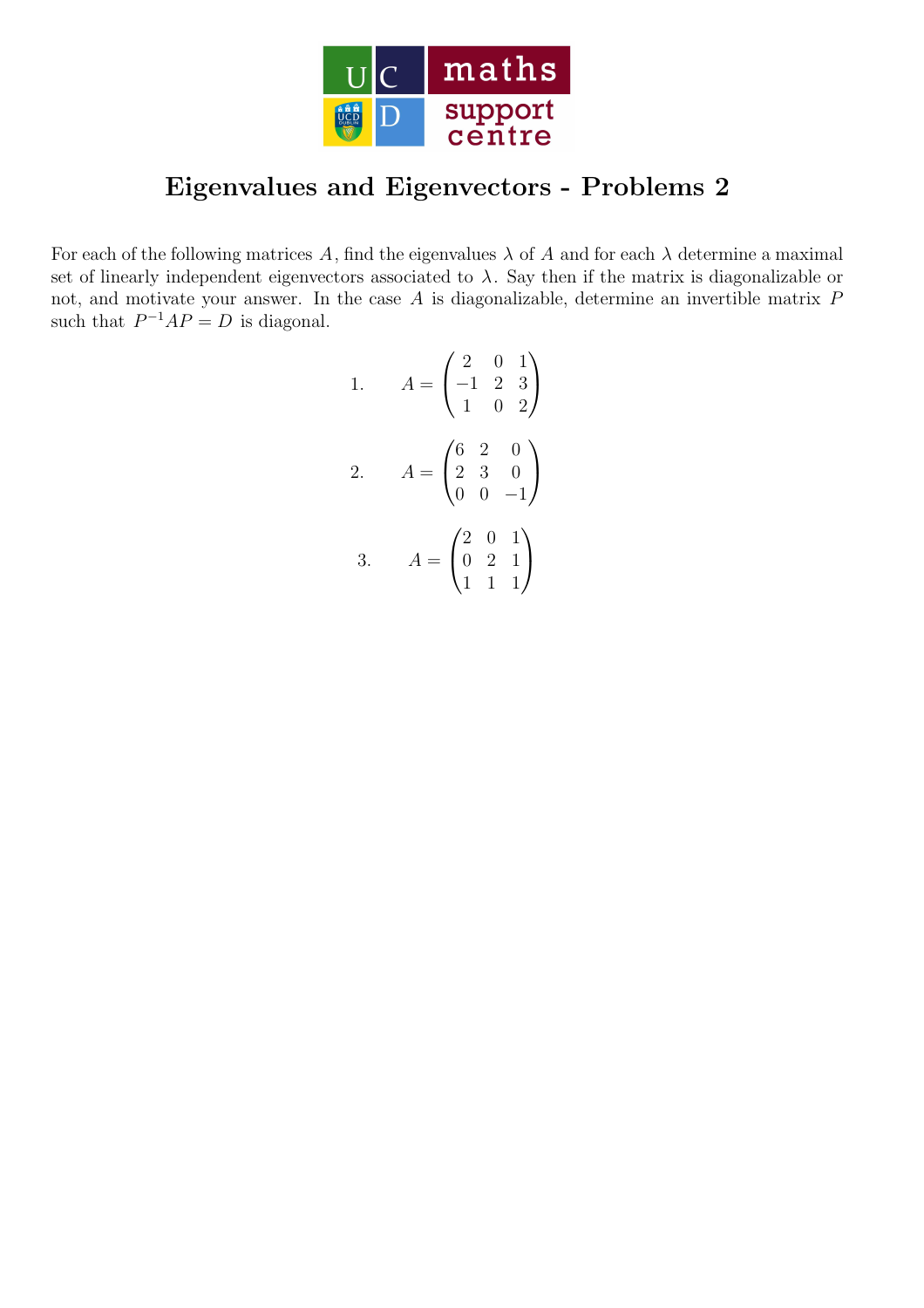# Eigenvalues and Eigenvectors - Problems 2

For each of the following matrices $A$, find the eigenvalues $\lambda$ of $A$ and for each $\lambda$ determine a maximal set of linearly independent eigenvectors associated to $\lambda$. Say then if the matrix is diagonalizable or not, and motivate your answer. In the case $A$ is diagonalizable, determine an invertible matrix $P$ such that $P^{-1}AP = D$ is diagonal.

1. $$A = \begin{pmatrix} 2 & 0 & 1 \\ -1 & 2 & 3 \\ 1 & 0 & 2 \end{pmatrix}$$

2. $$A = \begin{pmatrix} 6 & 2 & 0 \\ 2 & 3 & 0 \\ 0 & 0 & -1 \end{pmatrix}$$

3. $$A = \begin{pmatrix} 2 & 0 & 1 \\ 0 & 2 & 1 \\ 1 & 1 & 1 \end{pmatrix}$$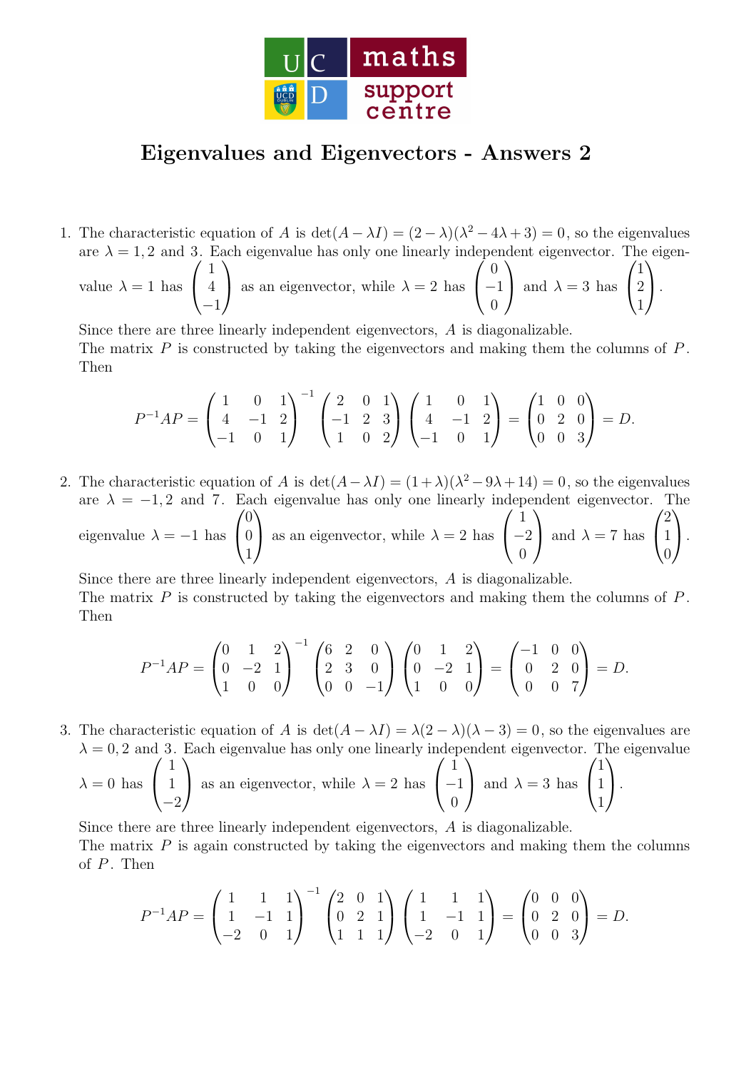# Eigenvalues and Eigenvectors - Answers 2

1. The characteristic equation of $A$ is $\det(A - \lambda I) = (2-\lambda)(\lambda^2 - 4\lambda + 3) = 0$, so the eigenvalues are $\lambda = 1, 2$ and $3$. Each eigenvalue has only one linearly independent eigenvector. The eigenvalue $\lambda = 1$ has $\begin{pmatrix} 1 \\ 4 \\ -1 \end{pmatrix}$ as an eigenvector, while $\lambda = 2$ has $\begin{pmatrix} 0 \\ -1 \\ 0 \end{pmatrix}$ and $\lambda = 3$ has $\begin{pmatrix} 1 \\ 2 \\ 1 \end{pmatrix}$.

   Since there are three linearly independent eigenvectors, $A$ is diagonalizable.
   The matrix $P$ is constructed by taking the eigenvectors and making them the columns of $P$. Then

$$P^{-1}AP = \begin{pmatrix} 1 & 0 & 1 \\ 4 & -1 & 2 \\ -1 & 0 & 1 \end{pmatrix}^{-1} \begin{pmatrix} 2 & 0 & 1 \\ -1 & 2 & 3 \\ 1 & 0 & 2 \end{pmatrix} \begin{pmatrix} 1 & 0 & 1 \\ 4 & -1 & 2 \\ -1 & 0 & 1 \end{pmatrix} = \begin{pmatrix} 1 & 0 & 0 \\ 0 & 2 & 0 \\ 0 & 0 & 3 \end{pmatrix} = D.$$

2. The characteristic equation of $A$ is $\det(A - \lambda I) = (1+\lambda)(\lambda^2 - 9\lambda + 14) = 0$, so the eigenvalues are $\lambda = -1, 2$ and $7$. Each eigenvalue has only one linearly independent eigenvector. The eigenvalue $\lambda = -1$ has $\begin{pmatrix} 0 \\ 0 \\ 1 \end{pmatrix}$ as an eigenvector, while $\lambda = 2$ has $\begin{pmatrix} 1 \\ -2 \\ 0 \end{pmatrix}$ and $\lambda = 7$ has $\begin{pmatrix} 2 \\ 1 \\ 0 \end{pmatrix}$.

   Since there are three linearly independent eigenvectors, $A$ is diagonalizable.
   The matrix $P$ is constructed by taking the eigenvectors and making them the columns of $P$. Then

$$P^{-1}AP = \begin{pmatrix} 0 & 1 & 2 \\ 0 & -2 & 1 \\ 1 & 0 & 0 \end{pmatrix}^{-1} \begin{pmatrix} 6 & 2 & 0 \\ 2 & 3 & 0 \\ 0 & 0 & -1 \end{pmatrix} \begin{pmatrix} 0 & 1 & 2 \\ 0 & -2 & 1 \\ 1 & 0 & 0 \end{pmatrix} = \begin{pmatrix} -1 & 0 & 0 \\ 0 & 2 & 0 \\ 0 & 0 & 7 \end{pmatrix} = D.$$

3. The characteristic equation of $A$ is $\det(A - \lambda I) = \lambda(2-\lambda)(\lambda - 3) = 0$, so the eigenvalues are $\lambda = 0, 2$ and $3$. Each eigenvalue has only one linearly independent eigenvector. The eigenvalue $\lambda = 0$ has $\begin{pmatrix} 1 \\ 1 \\ -2 \end{pmatrix}$ as an eigenvector, while $\lambda = 2$ has $\begin{pmatrix} 1 \\ -1 \\ 0 \end{pmatrix}$ and $\lambda = 3$ has $\begin{pmatrix} 1 \\ 1 \\ 1 \end{pmatrix}$.

   Since there are three linearly independent eigenvectors, $A$ is diagonalizable.
   The matrix $P$ is again constructed by taking the eigenvectors and making them the columns of $P$. Then

$$P^{-1}AP = \begin{pmatrix} 1 & 1 & 1 \\ 1 & -1 & 1 \\ -2 & 0 & 1 \end{pmatrix}^{-1} \begin{pmatrix} 2 & 0 & 1 \\ 0 & 2 & 1 \\ 1 & 1 & 1 \end{pmatrix} \begin{pmatrix} 1 & 1 & 1 \\ 1 & -1 & 1 \\ -2 & 0 & 1 \end{pmatrix} = \begin{pmatrix} 0 & 0 & 0 \\ 0 & 2 & 0 \\ 0 & 0 & 3 \end{pmatrix} = D.$$